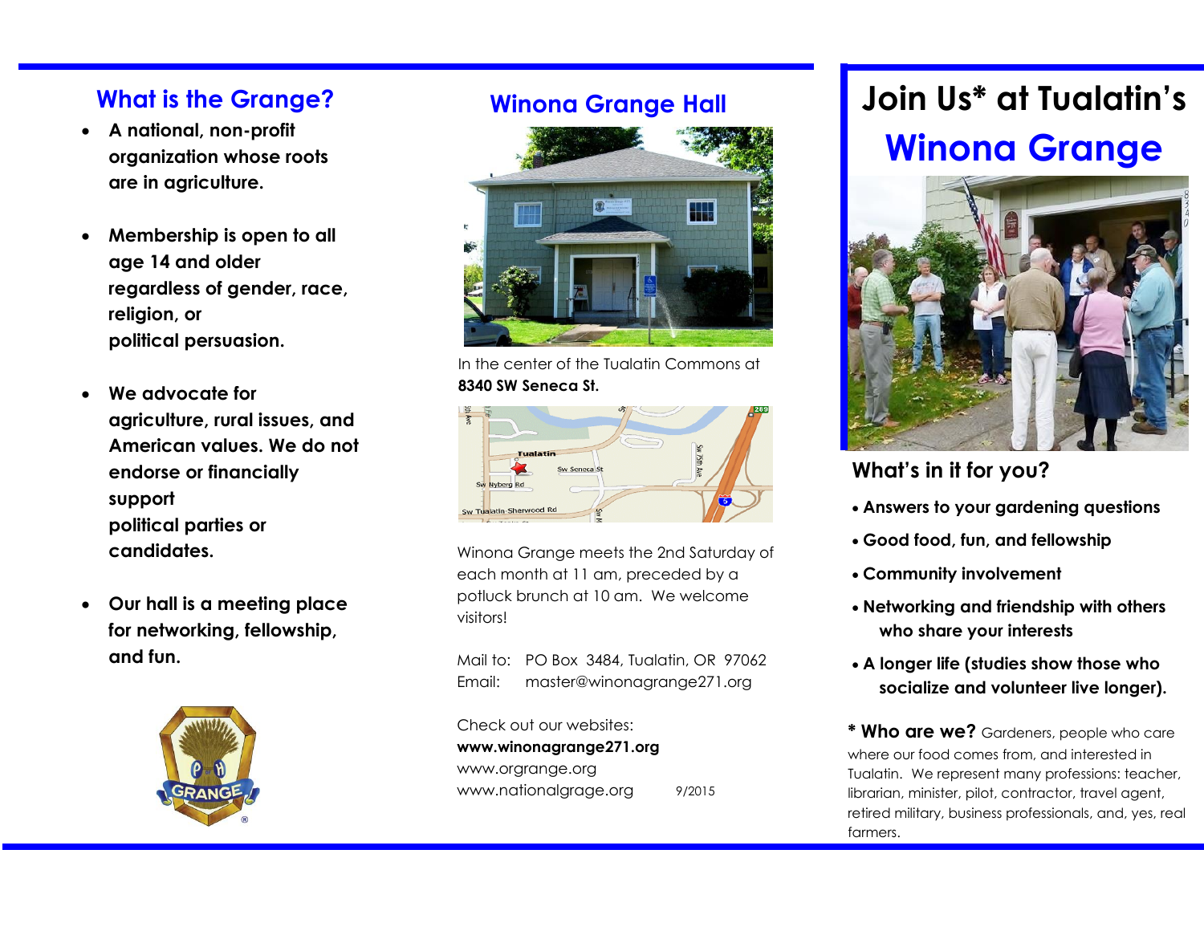## What is the Grange?

- **A national, non-profit organization whose roots are in agriculture.**
- **Membership is open to all age 14 and older regardless of gender, race, religion, or political persuasion.**
- **We advocate for agriculture, rural issues, and American values. We do not endorse or financially support political parties or candidates.**
- **Our hall is a meeting place for networking, fellowship, and fun.**

## Winona Grange Hall

In the center of the Tualatin Commons at **8340 SW Seneca St.**

Winona Grange meets the 2nd Saturday of each month at 11 am, preceded by a potluck brunch at 10 am. We welcome visitors!

Mail to: PO Box 3484, Tualatin, OR 97062
Email: master@winonagrange271.org

Check out our websites:
**www.winonagrange271.org**
www.orgrange.org
www.nationalgrage.org

9/2015

# Join Us* at Tualatin's Winona Grange

### What's in it for you?

- **Answers to your gardening questions**
- **Good food, fun, and fellowship**
- **Community involvement**
- **Networking and friendship with others who share your interests**
- **A longer life (studies show those who socialize and volunteer live longer).**

**\* Who are we?** Gardeners, people who care where our food comes from, and interested in Tualatin. We represent many professions: teacher, librarian, minister, pilot, contractor, travel agent, retired military, business professionals, and, yes, real farmers.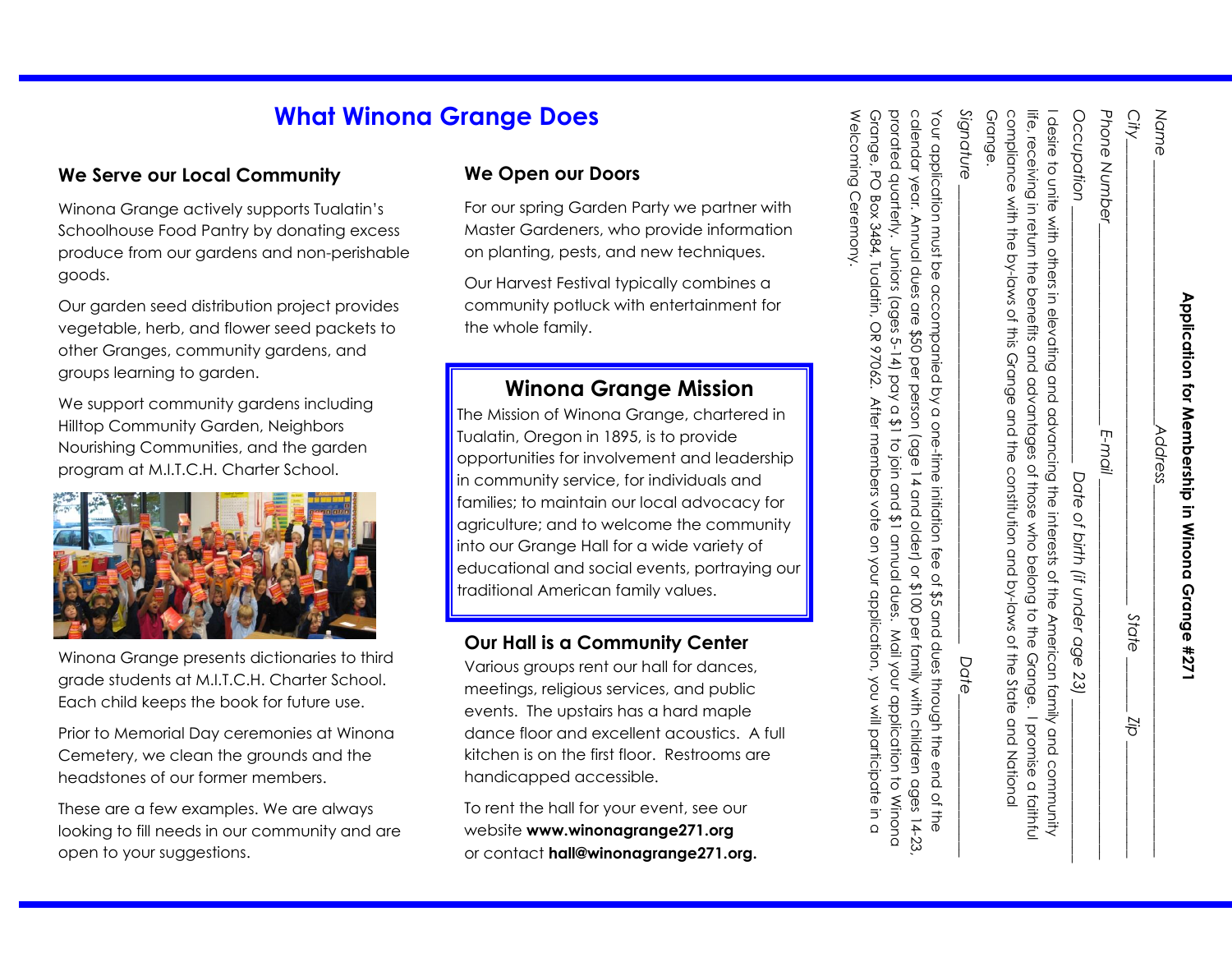# What Winona Grange Does

## We Serve our Local Community

Winona Grange actively supports Tualatin's Schoolhouse Food Pantry by donating excess produce from our gardens and non-perishable goods.

Our garden seed distribution project provides vegetable, herb, and flower seed packets to other Granges, community gardens, and groups learning to garden.

We support community gardens including Hilltop Community Garden, Neighbors Nourishing Communities, and the garden program at M.I.T.C.H. Charter School.

Winona Grange presents dictionaries to third grade students at M.I.T.C.H. Charter School. Each child keeps the book for future use.

Prior to Memorial Day ceremonies at Winona Cemetery, we clean the grounds and the headstones of our former members.

These are a few examples. We are always looking to fill needs in our community and are open to your suggestions.

## We Open our Doors

For our spring Garden Party we partner with Master Gardeners, who provide information on planting, pests, and new techniques.

Our Harvest Festival typically combines a community potluck with entertainment for the whole family.

## Winona Grange Mission

The Mission of Winona Grange, chartered in Tualatin, Oregon in 1895, is to provide opportunities for involvement and leadership in community service, for individuals and families; to maintain our local advocacy for agriculture; and to welcome the community into our Grange Hall for a wide variety of educational and social events, portraying our traditional American family values.

## Our Hall is a Community Center

Various groups rent our hall for dances, meetings, religious services, and public events. The upstairs has a hard maple dance floor and excellent acoustics. A full kitchen is on the first floor. Restrooms are handicapped accessible.

To rent the hall for your event, see our website **www.winonagrange271.org** or contact **hall@winonagrange271.org.**

## Application for Membership in Winona Grange #271

*Name* ____________________ *Address* ____________________

*City* ____________________ *State* ______ *Zip* ______

*Phone Number* ____________________ *E-mail* ____________________

*Occupation* ____________________ *Date of birth (if under age 23)* ______

I desire to unite with others in elevating and advancing the interests of the American family and community life, receiving in return the benefits and advantages of those who belong to the Grange. I promise a faithful compliance with the by-laws of this Grange and the constitution and by-laws of the State and National Grange.

*Signature* ____________________ *Date* ______

Your application must be accompanied by a one-time initiation fee of $5 and dues through the end of the calendar year. Annual dues are $50 per person (age 14 and older) or $100 per family with children ages 14-23, prorated quarterly. Juniors (ages 5-14) pay a $1 to join and $1 annual dues. Mail your application to Winona Grange, PO Box 3484, Tualatin, OR 97062. After members vote on your application, you will participate in a Welcoming Ceremony.